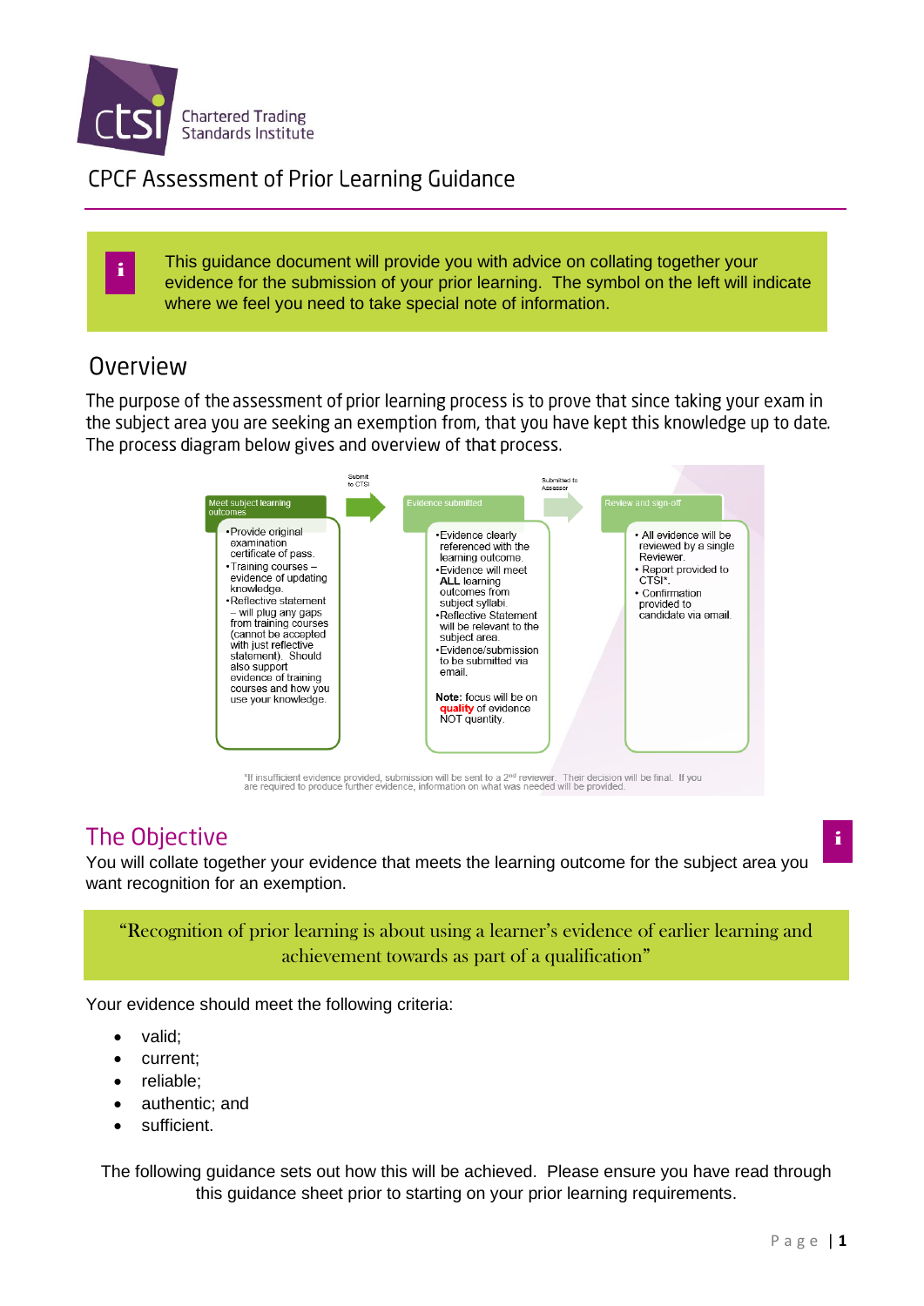# CPCF Assessment of Prior Learning Guidance

This guidance document will provide you with advice on collating together your evidence for the submission of your prior learning. The symbol on the left will indicate where we feel you need to take special note of information.

## Overview

The purpose of the assessment of prior learning process is to prove that since taking your exam in the subject area you are seeking an exemption from, that you have kept this knowledge up to date. The process diagram below gives and overview of that process.

**Meet subject learning outcomes**

- Provide original examination certificate of pass.
- Training courses – evidence of updating knowledge.
- Reflective statement – will plug any gaps from training courses (cannot be accepted with just reflective statement). Should also support evidence of training courses and how you use your knowledge.

→ Submit to CTSI

**Evidence submitted**

- Evidence clearly referenced with the learning outcome.
- Evidence will meet **ALL** learning outcomes from subject syllabi.
- Reflective Statement will be relevant to the subject area.
- Evidence/submission to be submitted via email.

**Note:** focus will be on **quality** of evidence NOT quantity.

→ Submitted to Assessor

**Review and sign-off**

- All evidence will be reviewed by a single Reviewer.
- Report provided to CTSI*.
- Confirmation provided to candidate via email.

*If insufficient evidence provided, submission will be sent to a 2nd reviewer. Their decision will be final. If you are required to produce further evidence, information on what was needed will be provided.

## The Objective

You will collate together your evidence that meets the learning outcome for the subject area you want recognition for an exemption.

> "Recognition of prior learning is about using a learner's evidence of earlier learning and achievement towards as part of a qualification"

Your evidence should meet the following criteria:

- valid;
- current;
- reliable;
- authentic; and
- sufficient.

The following guidance sets out how this will be achieved. Please ensure you have read through this guidance sheet prior to starting on your prior learning requirements.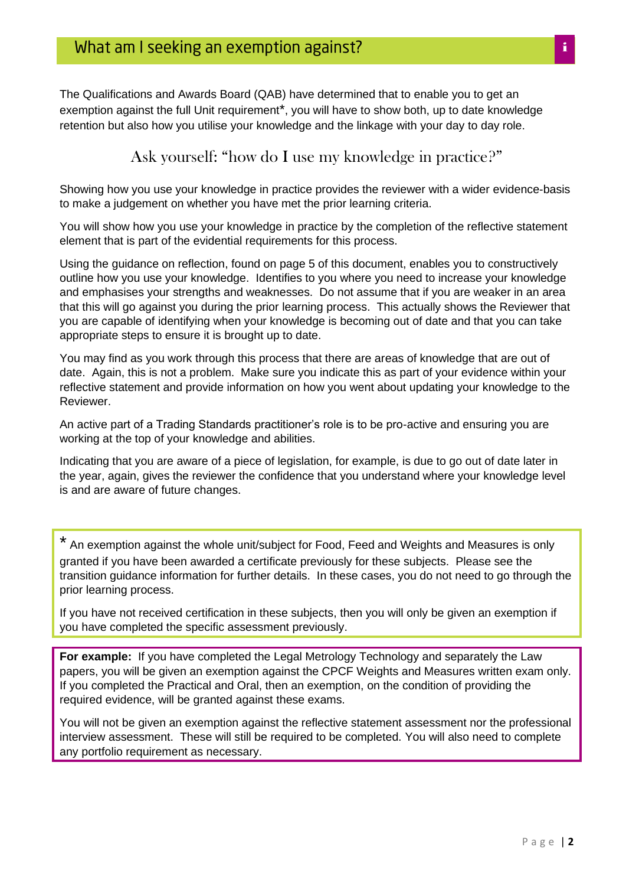## What am I seeking an exemption against?

The Qualifications and Awards Board (QAB) have determined that to enable you to get an exemption against the full Unit requirement*, you will have to show both, up to date knowledge retention but also how you utilise your knowledge and the linkage with your day to day role.

Ask yourself: "how do I use my knowledge in practice?"

Showing how you use your knowledge in practice provides the reviewer with a wider evidence-basis to make a judgement on whether you have met the prior learning criteria.

You will show how you use your knowledge in practice by the completion of the reflective statement element that is part of the evidential requirements for this process.

Using the guidance on reflection, found on page 5 of this document, enables you to constructively outline how you use your knowledge. Identifies to you where you need to increase your knowledge and emphasises your strengths and weaknesses. Do not assume that if you are weaker in an area that this will go against you during the prior learning process. This actually shows the Reviewer that you are capable of identifying when your knowledge is becoming out of date and that you can take appropriate steps to ensure it is brought up to date.

You may find as you work through this process that there are areas of knowledge that are out of date. Again, this is not a problem. Make sure you indicate this as part of your evidence within your reflective statement and provide information on how you went about updating your knowledge to the Reviewer.

An active part of a Trading Standards practitioner's role is to be pro-active and ensuring you are working at the top of your knowledge and abilities.

Indicating that you are aware of a piece of legislation, for example, is due to go out of date later in the year, again, gives the reviewer the confidence that you understand where your knowledge level is and are aware of future changes.

* An exemption against the whole unit/subject for Food, Feed and Weights and Measures is only granted if you have been awarded a certificate previously for these subjects. Please see the transition guidance information for further details. In these cases, you do not need to go through the prior learning process.

If you have not received certification in these subjects, then you will only be given an exemption if you have completed the specific assessment previously.

**For example:** If you have completed the Legal Metrology Technology and separately the Law papers, you will be given an exemption against the CPCF Weights and Measures written exam only. If you completed the Practical and Oral, then an exemption, on the condition of providing the required evidence, will be granted against these exams.

You will not be given an exemption against the reflective statement assessment nor the professional interview assessment. These will still be required to be completed. You will also need to complete any portfolio requirement as necessary.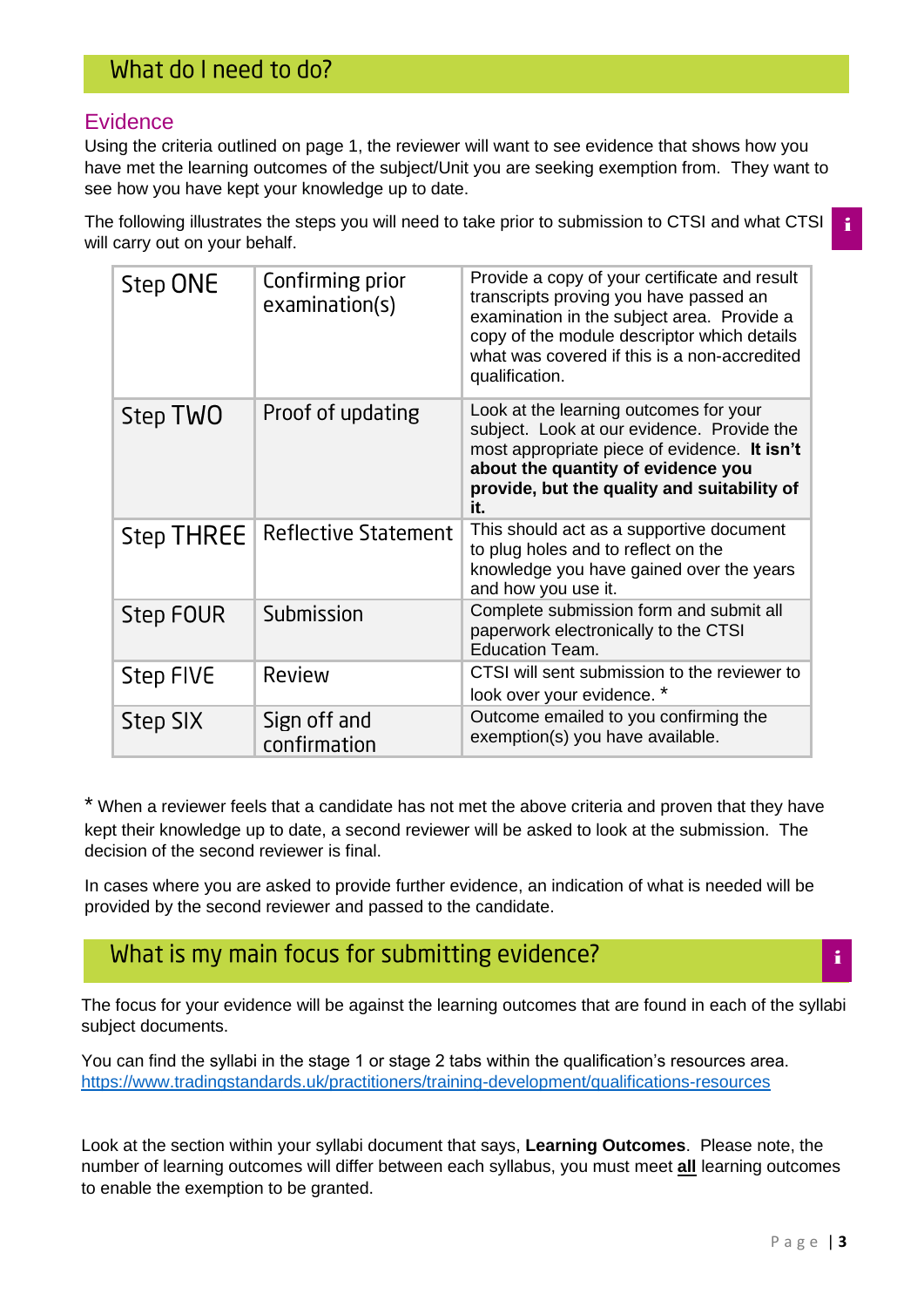## What do I need to do?

### Evidence

Using the criteria outlined on page 1, the reviewer will want to see evidence that shows how you have met the learning outcomes of the subject/Unit you are seeking exemption from. They want to see how you have kept your knowledge up to date.

The following illustrates the steps you will need to take prior to submission to CTSI and what CTSI will carry out on your behalf.

| | | |
|---|---|---|
| Step ONE | Confirming prior examination(s) | Provide a copy of your certificate and result transcripts proving you have passed an examination in the subject area. Provide a copy of the module descriptor which details what was covered if this is a non-accredited qualification. |
| Step TWO | Proof of updating | Look at the learning outcomes for your subject. Look at our evidence. Provide the most appropriate piece of evidence. **It isn't about the quantity of evidence you provide, but the quality and suitability of it.** |
| Step THREE | Reflective Statement | This should act as a supportive document to plug holes and to reflect on the knowledge you have gained over the years and how you use it. |
| Step FOUR | Submission | Complete submission form and submit all paperwork electronically to the CTSI Education Team. |
| Step FIVE | Review | CTSI will sent submission to the reviewer to look over your evidence. * |
| Step SIX | Sign off and confirmation | Outcome emailed to you confirming the exemption(s) you have available. |

* When a reviewer feels that a candidate has not met the above criteria and proven that they have kept their knowledge up to date, a second reviewer will be asked to look at the submission. The decision of the second reviewer is final.

In cases where you are asked to provide further evidence, an indication of what is needed will be provided by the second reviewer and passed to the candidate.

## What is my main focus for submitting evidence?

The focus for your evidence will be against the learning outcomes that are found in each of the syllabi subject documents.

You can find the syllabi in the stage 1 or stage 2 tabs within the qualification's resources area.
https://www.tradingstandards.uk/practitioners/training-development/qualifications-resources

Look at the section within your syllabi document that says, **Learning Outcomes**. Please note, the number of learning outcomes will differ between each syllabus, you must meet **all** learning outcomes to enable the exemption to be granted.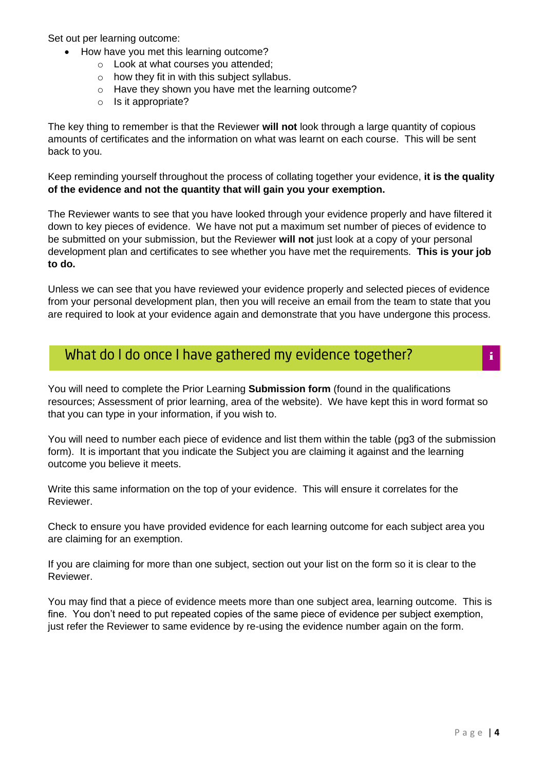Set out per learning outcome:

- How have you met this learning outcome?
    - Look at what courses you attended;
    - how they fit in with this subject syllabus.
    - Have they shown you have met the learning outcome?
    - Is it appropriate?

The key thing to remember is that the Reviewer **will not** look through a large quantity of copious amounts of certificates and the information on what was learnt on each course. This will be sent back to you.

Keep reminding yourself throughout the process of collating together your evidence, **it is the quality of the evidence and not the quantity that will gain you your exemption.**

The Reviewer wants to see that you have looked through your evidence properly and have filtered it down to key pieces of evidence. We have not put a maximum set number of pieces of evidence to be submitted on your submission, but the Reviewer **will not** just look at a copy of your personal development plan and certificates to see whether you have met the requirements. **This is your job to do.**

Unless we can see that you have reviewed your evidence properly and selected pieces of evidence from your personal development plan, then you will receive an email from the team to state that you are required to look at your evidence again and demonstrate that you have undergone this process.

## What do I do once I have gathered my evidence together?

You will need to complete the Prior Learning **Submission form** (found in the qualifications resources; Assessment of prior learning, area of the website). We have kept this in word format so that you can type in your information, if you wish to.

You will need to number each piece of evidence and list them within the table (pg3 of the submission form). It is important that you indicate the Subject you are claiming it against and the learning outcome you believe it meets.

Write this same information on the top of your evidence. This will ensure it correlates for the Reviewer.

Check to ensure you have provided evidence for each learning outcome for each subject area you are claiming for an exemption.

If you are claiming for more than one subject, section out your list on the form so it is clear to the Reviewer.

You may find that a piece of evidence meets more than one subject area, learning outcome. This is fine. You don't need to put repeated copies of the same piece of evidence per subject exemption, just refer the Reviewer to same evidence by re-using the evidence number again on the form.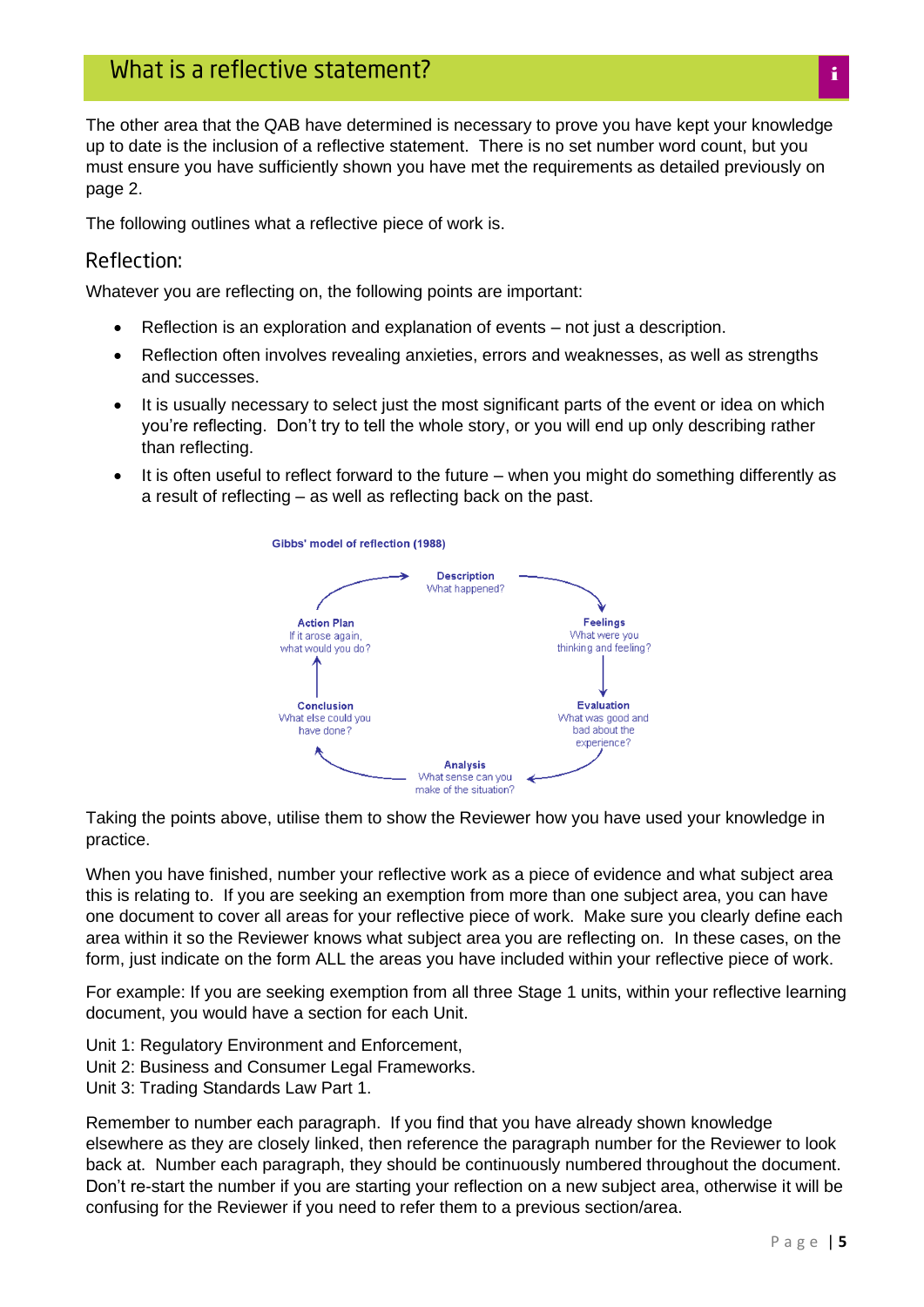## What is a reflective statement?

The other area that the QAB have determined is necessary to prove you have kept your knowledge up to date is the inclusion of a reflective statement. There is no set number word count, but you must ensure you have sufficiently shown you have met the requirements as detailed previously on page 2.

The following outlines what a reflective piece of work is.

### Reflection:

Whatever you are reflecting on, the following points are important:

- Reflection is an exploration and explanation of events – not just a description.
- Reflection often involves revealing anxieties, errors and weaknesses, as well as strengths and successes.
- It is usually necessary to select just the most significant parts of the event or idea on which you're reflecting. Don't try to tell the whole story, or you will end up only describing rather than reflecting.
- It is often useful to reflect forward to the future – when you might do something differently as a result of reflecting – as well as reflecting back on the past.

**Gibbs' model of reflection (1988)**

- **Description** – What happened?
- **Feelings** – What were you thinking and feeling?
- **Evaluation** – What was good and bad about the experience?
- **Analysis** – What sense can you make of the situation?
- **Conclusion** – What else could you have done?
- **Action Plan** – If it arose again, what would you do?

Taking the points above, utilise them to show the Reviewer how you have used your knowledge in practice.

When you have finished, number your reflective work as a piece of evidence and what subject area this is relating to. If you are seeking an exemption from more than one subject area, you can have one document to cover all areas for your reflective piece of work. Make sure you clearly define each area within it so the Reviewer knows what subject area you are reflecting on. In these cases, on the form, just indicate on the form ALL the areas you have included within your reflective piece of work.

For example: If you are seeking exemption from all three Stage 1 units, within your reflective learning document, you would have a section for each Unit.

Unit 1: Regulatory Environment and Enforcement,
Unit 2: Business and Consumer Legal Frameworks.
Unit 3: Trading Standards Law Part 1.

Remember to number each paragraph. If you find that you have already shown knowledge elsewhere as they are closely linked, then reference the paragraph number for the Reviewer to look back at. Number each paragraph, they should be continuously numbered throughout the document. Don't re-start the number if you are starting your reflection on a new subject area, otherwise it will be confusing for the Reviewer if you need to refer them to a previous section/area.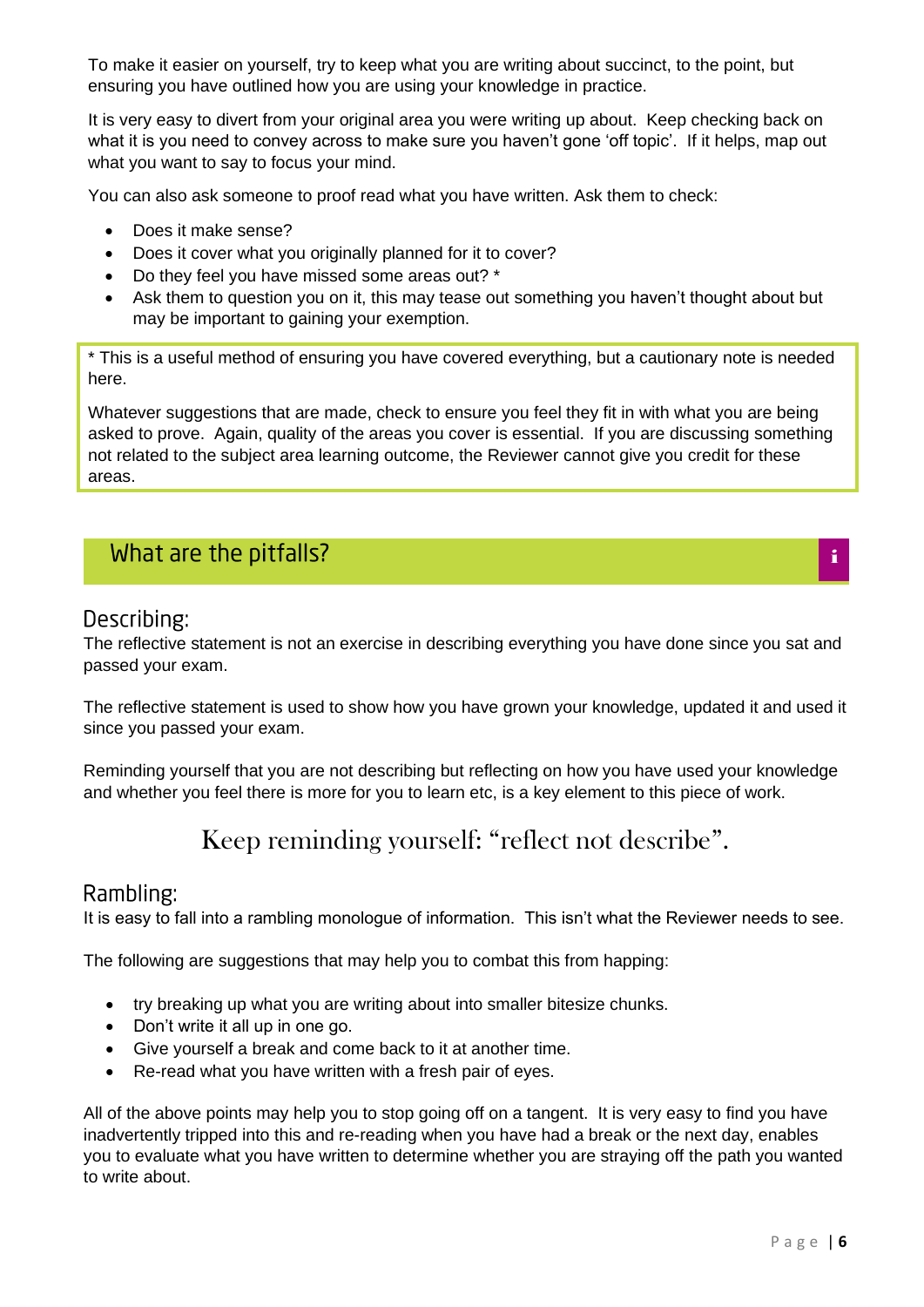To make it easier on yourself, try to keep what you are writing about succinct, to the point, but ensuring you have outlined how you are using your knowledge in practice.

It is very easy to divert from your original area you were writing up about. Keep checking back on what it is you need to convey across to make sure you haven't gone 'off topic'. If it helps, map out what you want to say to focus your mind.

You can also ask someone to proof read what you have written. Ask them to check:

- Does it make sense?
- Does it cover what you originally planned for it to cover?
- Do they feel you have missed some areas out? *
- Ask them to question you on it, this may tease out something you haven't thought about but may be important to gaining your exemption.

> * This is a useful method of ensuring you have covered everything, but a cautionary note is needed here.
>
> Whatever suggestions that are made, check to ensure you feel they fit in with what you are being asked to prove. Again, quality of the areas you cover is essential. If you are discussing something not related to the subject area learning outcome, the Reviewer cannot give you credit for these areas.

## What are the pitfalls?

### Describing:

The reflective statement is not an exercise in describing everything you have done since you sat and passed your exam.

The reflective statement is used to show how you have grown your knowledge, updated it and used it since you passed your exam.

Reminding yourself that you are not describing but reflecting on how you have used your knowledge and whether you feel there is more for you to learn etc, is a key element to this piece of work.

Keep reminding yourself: "reflect not describe".

### Rambling:

It is easy to fall into a rambling monologue of information. This isn't what the Reviewer needs to see.

The following are suggestions that may help you to combat this from happing:

- try breaking up what you are writing about into smaller bitesize chunks.
- Don't write it all up in one go.
- Give yourself a break and come back to it at another time.
- Re-read what you have written with a fresh pair of eyes.

All of the above points may help you to stop going off on a tangent. It is very easy to find you have inadvertently tripped into this and re-reading when you have had a break or the next day, enables you to evaluate what you have written to determine whether you are straying off the path you wanted to write about.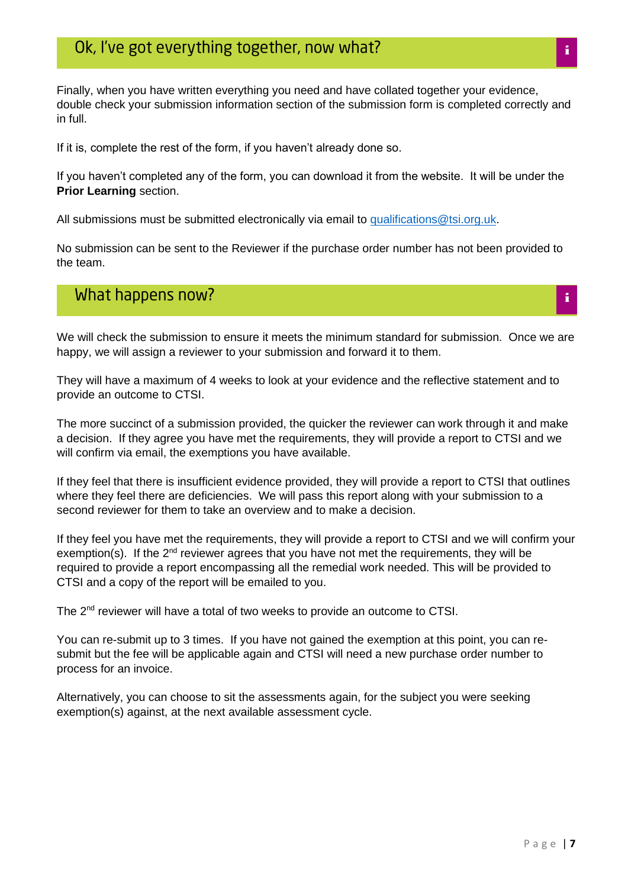## Ok, I've got everything together, now what?

Finally, when you have written everything you need and have collated together your evidence, double check your submission information section of the submission form is completed correctly and in full.

If it is, complete the rest of the form, if you haven't already done so.

If you haven't completed any of the form, you can download it from the website. It will be under the **Prior Learning** section.

All submissions must be submitted electronically via email to qualifications@tsi.org.uk.

No submission can be sent to the Reviewer if the purchase order number has not been provided to the team.

## What happens now?

We will check the submission to ensure it meets the minimum standard for submission. Once we are happy, we will assign a reviewer to your submission and forward it to them.

They will have a maximum of 4 weeks to look at your evidence and the reflective statement and to provide an outcome to CTSI.

The more succinct of a submission provided, the quicker the reviewer can work through it and make a decision. If they agree you have met the requirements, they will provide a report to CTSI and we will confirm via email, the exemptions you have available.

If they feel that there is insufficient evidence provided, they will provide a report to CTSI that outlines where they feel there are deficiencies. We will pass this report along with your submission to a second reviewer for them to take an overview and to make a decision.

If they feel you have met the requirements, they will provide a report to CTSI and we will confirm your exemption(s). If the 2nd reviewer agrees that you have not met the requirements, they will be required to provide a report encompassing all the remedial work needed. This will be provided to CTSI and a copy of the report will be emailed to you.

The 2nd reviewer will have a total of two weeks to provide an outcome to CTSI.

You can re-submit up to 3 times. If you have not gained the exemption at this point, you can re-submit but the fee will be applicable again and CTSI will need a new purchase order number to process for an invoice.

Alternatively, you can choose to sit the assessments again, for the subject you were seeking exemption(s) against, at the next available assessment cycle.